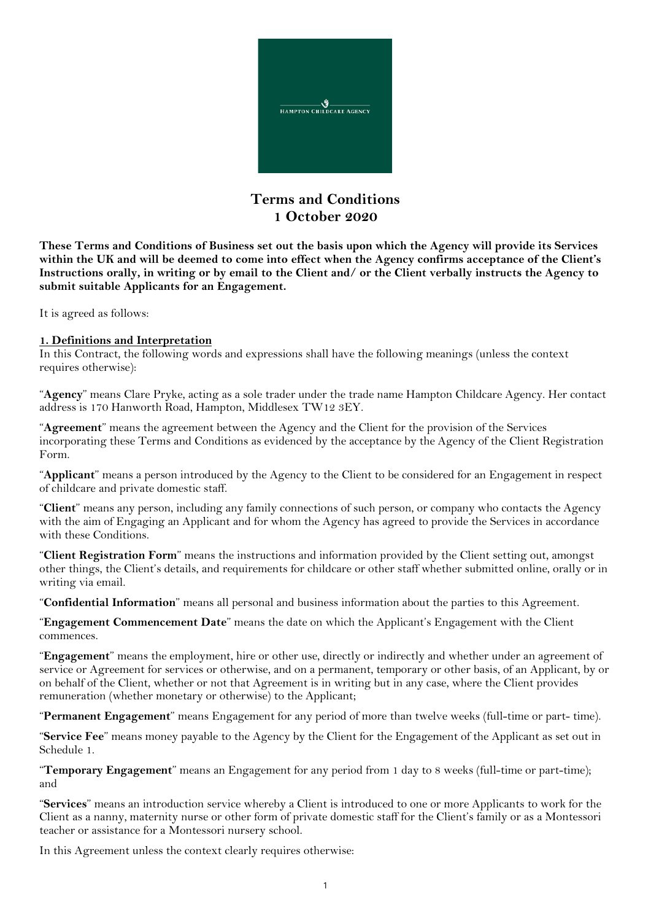HAMPTON CHILDCARE AGENCY

# Terms and Conditions
## 1 October 2020

**These Terms and Conditions of Business set out the basis upon which the Agency will provide its Services within the UK and will be deemed to come into effect when the Agency confirms acceptance of the Client's Instructions orally, in writing or by email to the Client and/ or the Client verbally instructs the Agency to submit suitable Applicants for an Engagement.**

It is agreed as follows:

### 1. Definitions and Interpretation

In this Contract, the following words and expressions shall have the following meanings (unless the context requires otherwise):

"**Agency**" means Clare Pryke, acting as a sole trader under the trade name Hampton Childcare Agency. Her contact address is 170 Hanworth Road, Hampton, Middlesex TW12 3EY.

"**Agreement**" means the agreement between the Agency and the Client for the provision of the Services incorporating these Terms and Conditions as evidenced by the acceptance by the Agency of the Client Registration Form.

"**Applicant**" means a person introduced by the Agency to the Client to be considered for an Engagement in respect of childcare and private domestic staff.

"**Client**" means any person, including any family connections of such person, or company who contacts the Agency with the aim of Engaging an Applicant and for whom the Agency has agreed to provide the Services in accordance with these Conditions.

"**Client Registration Form**" means the instructions and information provided by the Client setting out, amongst other things, the Client's details, and requirements for childcare or other staff whether submitted online, orally or in writing via email.

"**Confidential Information**" means all personal and business information about the parties to this Agreement.

"**Engagement Commencement Date**" means the date on which the Applicant's Engagement with the Client commences.

"**Engagement**" means the employment, hire or other use, directly or indirectly and whether under an agreement of service or Agreement for services or otherwise, and on a permanent, temporary or other basis, of an Applicant, by or on behalf of the Client, whether or not that Agreement is in writing but in any case, where the Client provides remuneration (whether monetary or otherwise) to the Applicant;

"**Permanent Engagement**" means Engagement for any period of more than twelve weeks (full-time or part- time).

"**Service Fee**" means money payable to the Agency by the Client for the Engagement of the Applicant as set out in Schedule 1.

"**Temporary Engagement**" means an Engagement for any period from 1 day to 8 weeks (full-time or part-time); and

"**Services**" means an introduction service whereby a Client is introduced to one or more Applicants to work for the Client as a nanny, maternity nurse or other form of private domestic staff for the Client's family or as a Montessori teacher or assistance for a Montessori nursery school.

In this Agreement unless the context clearly requires otherwise: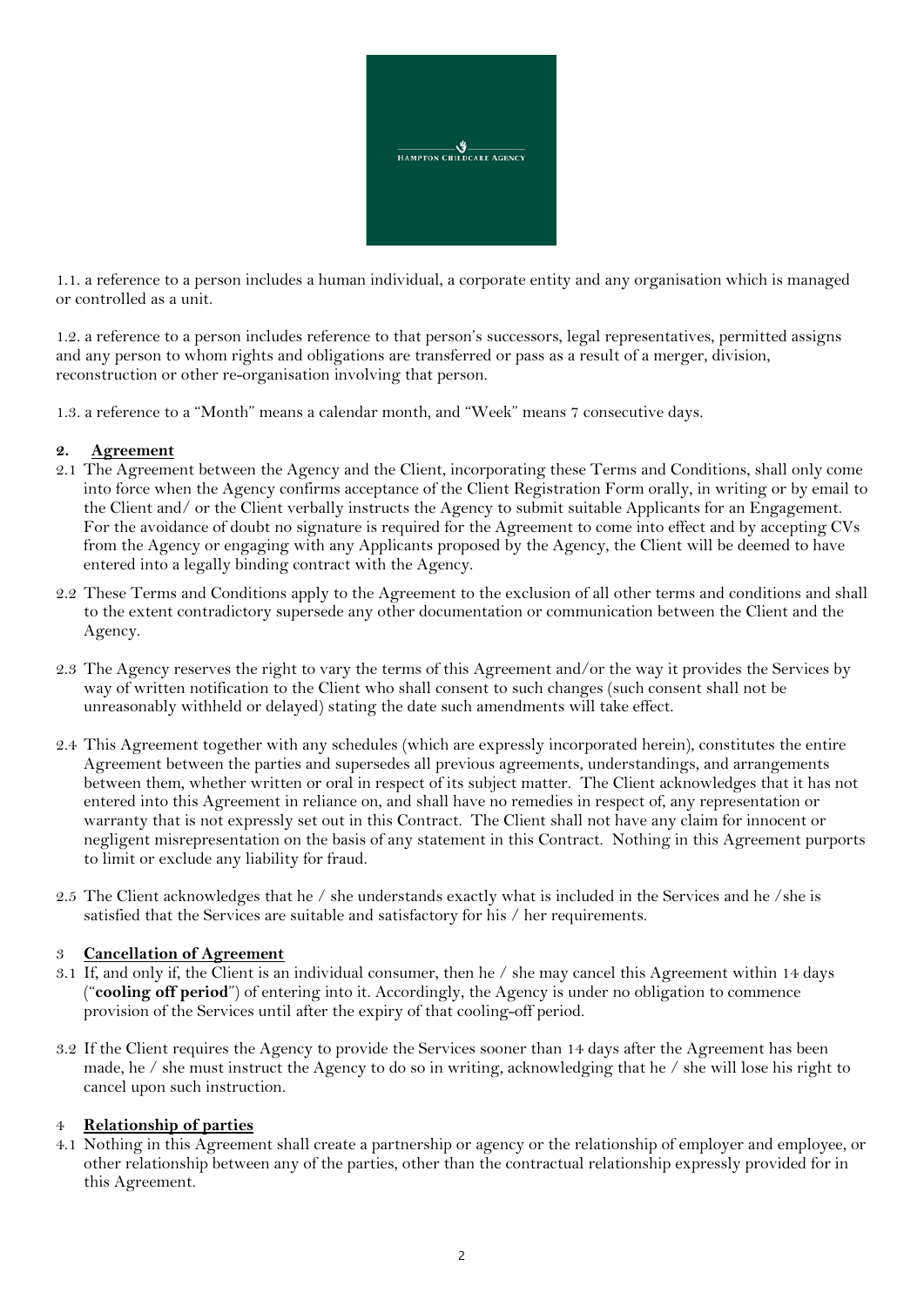1.1. a reference to a person includes a human individual, a corporate entity and any organisation which is managed or controlled as a unit.

1.2. a reference to a person includes reference to that person's successors, legal representatives, permitted assigns and any person to whom rights and obligations are transferred or pass as a result of a merger, division, reconstruction or other re-organisation involving that person.

1.3. a reference to a "Month" means a calendar month, and "Week" means 7 consecutive days.

## 2. Agreement

2.1 The Agreement between the Agency and the Client, incorporating these Terms and Conditions, shall only come into force when the Agency confirms acceptance of the Client Registration Form orally, in writing or by email to the Client and/ or the Client verbally instructs the Agency to submit suitable Applicants for an Engagement. For the avoidance of doubt no signature is required for the Agreement to come into effect and by accepting CVs from the Agency or engaging with any Applicants proposed by the Agency, the Client will be deemed to have entered into a legally binding contract with the Agency.

2.2 These Terms and Conditions apply to the Agreement to the exclusion of all other terms and conditions and shall to the extent contradictory supersede any other documentation or communication between the Client and the Agency.

2.3 The Agency reserves the right to vary the terms of this Agreement and/or the way it provides the Services by way of written notification to the Client who shall consent to such changes (such consent shall not be unreasonably withheld or delayed) stating the date such amendments will take effect.

2.4 This Agreement together with any schedules (which are expressly incorporated herein), constitutes the entire Agreement between the parties and supersedes all previous agreements, understandings, and arrangements between them, whether written or oral in respect of its subject matter. The Client acknowledges that it has not entered into this Agreement in reliance on, and shall have no remedies in respect of, any representation or warranty that is not expressly set out in this Contract. The Client shall not have any claim for innocent or negligent misrepresentation on the basis of any statement in this Contract. Nothing in this Agreement purports to limit or exclude any liability for fraud.

2.5 The Client acknowledges that he / she understands exactly what is included in the Services and he /she is satisfied that the Services are suitable and satisfactory for his / her requirements.

## 3 Cancellation of Agreement

3.1 If, and only if, the Client is an individual consumer, then he / she may cancel this Agreement within 14 days ("**cooling off period**") of entering into it. Accordingly, the Agency is under no obligation to commence provision of the Services until after the expiry of that cooling-off period.

3.2 If the Client requires the Agency to provide the Services sooner than 14 days after the Agreement has been made, he / she must instruct the Agency to do so in writing, acknowledging that he / she will lose his right to cancel upon such instruction.

## 4 Relationship of parties

4.1 Nothing in this Agreement shall create a partnership or agency or the relationship of employer and employee, or other relationship between any of the parties, other than the contractual relationship expressly provided for in this Agreement.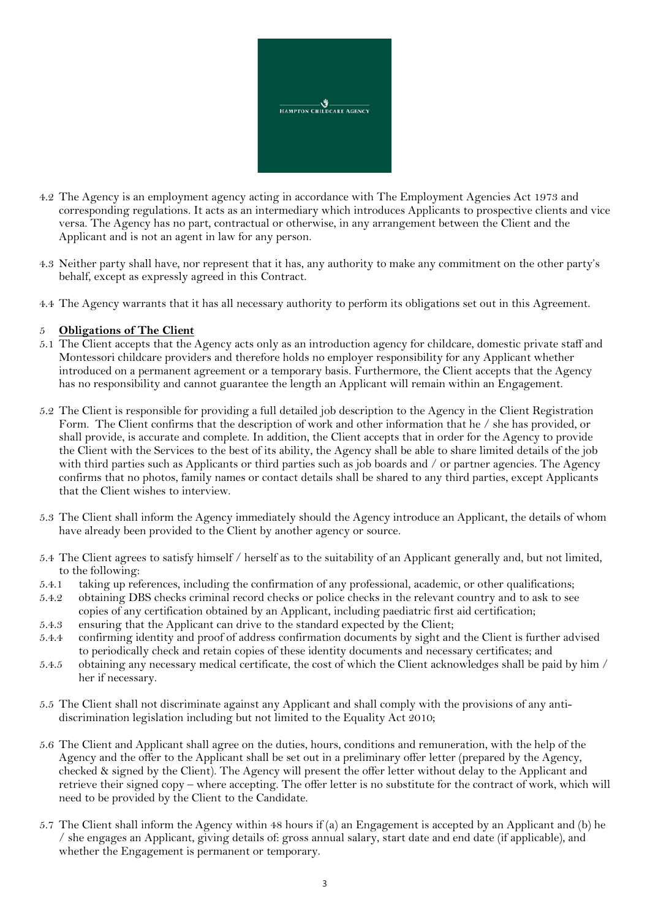4.2 The Agency is an employment agency acting in accordance with The Employment Agencies Act 1973 and corresponding regulations. It acts as an intermediary which introduces Applicants to prospective clients and vice versa. The Agency has no part, contractual or otherwise, in any arrangement between the Client and the Applicant and is not an agent in law for any person.

4.3 Neither party shall have, nor represent that it has, any authority to make any commitment on the other party's behalf, except as expressly agreed in this Contract.

4.4 The Agency warrants that it has all necessary authority to perform its obligations set out in this Agreement.

## 5 **Obligations of The Client**

5.1 The Client accepts that the Agency acts only as an introduction agency for childcare, domestic private staff and Montessori childcare providers and therefore holds no employer responsibility for any Applicant whether introduced on a permanent agreement or a temporary basis. Furthermore, the Client accepts that the Agency has no responsibility and cannot guarantee the length an Applicant will remain within an Engagement.

5.2 The Client is responsible for providing a full detailed job description to the Agency in the Client Registration Form. The Client confirms that the description of work and other information that he / she has provided, or shall provide, is accurate and complete. In addition, the Client accepts that in order for the Agency to provide the Client with the Services to the best of its ability, the Agency shall be able to share limited details of the job with third parties such as Applicants or third parties such as job boards and / or partner agencies. The Agency confirms that no photos, family names or contact details shall be shared to any third parties, except Applicants that the Client wishes to interview.

5.3 The Client shall inform the Agency immediately should the Agency introduce an Applicant, the details of whom have already been provided to the Client by another agency or source.

5.4 The Client agrees to satisfy himself / herself as to the suitability of an Applicant generally and, but not limited, to the following:

5.4.1 taking up references, including the confirmation of any professional, academic, or other qualifications;

5.4.2 obtaining DBS checks criminal record checks or police checks in the relevant country and to ask to see copies of any certification obtained by an Applicant, including paediatric first aid certification;

5.4.3 ensuring that the Applicant can drive to the standard expected by the Client;

5.4.4 confirming identity and proof of address confirmation documents by sight and the Client is further advised to periodically check and retain copies of these identity documents and necessary certificates; and

5.4.5 obtaining any necessary medical certificate, the cost of which the Client acknowledges shall be paid by him / her if necessary.

5.5 The Client shall not discriminate against any Applicant and shall comply with the provisions of any anti-discrimination legislation including but not limited to the Equality Act 2010;

5.6 The Client and Applicant shall agree on the duties, hours, conditions and remuneration, with the help of the Agency and the offer to the Applicant shall be set out in a preliminary offer letter (prepared by the Agency, checked & signed by the Client). The Agency will present the offer letter without delay to the Applicant and retrieve their signed copy – where accepting. The offer letter is no substitute for the contract of work, which will need to be provided by the Client to the Candidate.

5.7 The Client shall inform the Agency within 48 hours if (a) an Engagement is accepted by an Applicant and (b) he / she engages an Applicant, giving details of: gross annual salary, start date and end date (if applicable), and whether the Engagement is permanent or temporary.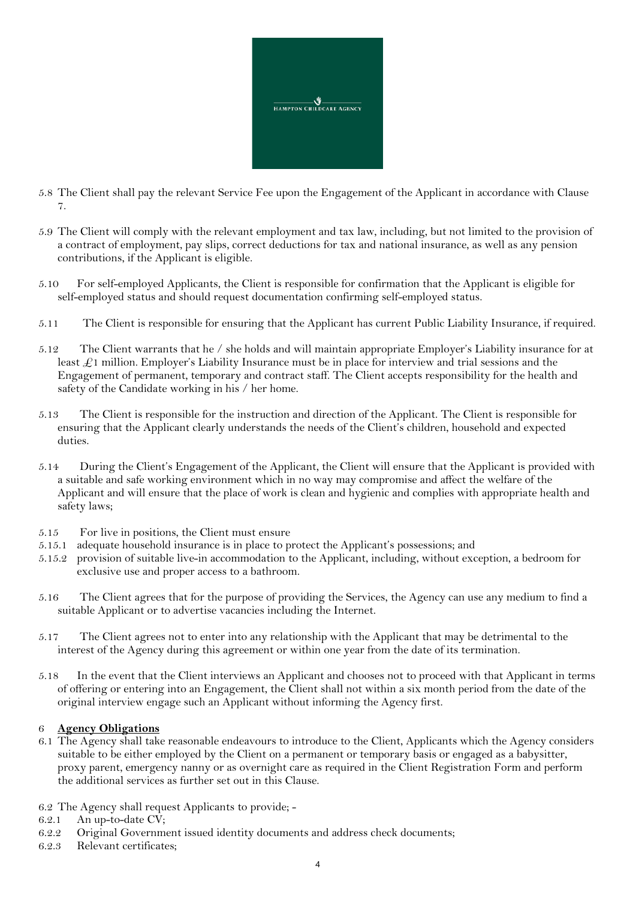5.8 The Client shall pay the relevant Service Fee upon the Engagement of the Applicant in accordance with Clause 7.

5.9 The Client will comply with the relevant employment and tax law, including, but not limited to the provision of a contract of employment, pay slips, correct deductions for tax and national insurance, as well as any pension contributions, if the Applicant is eligible.

5.10 For self-employed Applicants, the Client is responsible for confirmation that the Applicant is eligible for self-employed status and should request documentation confirming self-employed status.

5.11 The Client is responsible for ensuring that the Applicant has current Public Liability Insurance, if required.

5.12 The Client warrants that he / she holds and will maintain appropriate Employer's Liability insurance for at least £1 million. Employer's Liability Insurance must be in place for interview and trial sessions and the Engagement of permanent, temporary and contract staff. The Client accepts responsibility for the health and safety of the Candidate working in his / her home.

5.13 The Client is responsible for the instruction and direction of the Applicant. The Client is responsible for ensuring that the Applicant clearly understands the needs of the Client's children, household and expected duties.

5.14 During the Client's Engagement of the Applicant, the Client will ensure that the Applicant is provided with a suitable and safe working environment which in no way may compromise and affect the welfare of the Applicant and will ensure that the place of work is clean and hygienic and complies with appropriate health and safety laws;

5.15 For live in positions, the Client must ensure
5.15.1 adequate household insurance is in place to protect the Applicant's possessions; and
5.15.2 provision of suitable live-in accommodation to the Applicant, including, without exception, a bedroom for exclusive use and proper access to a bathroom.

5.16 The Client agrees that for the purpose of providing the Services, the Agency can use any medium to find a suitable Applicant or to advertise vacancies including the Internet.

5.17 The Client agrees not to enter into any relationship with the Applicant that may be detrimental to the interest of the Agency during this agreement or within one year from the date of its termination.

5.18 In the event that the Client interviews an Applicant and chooses not to proceed with that Applicant in terms of offering or entering into an Engagement, the Client shall not within a six month period from the date of the original interview engage such an Applicant without informing the Agency first.

## 6 Agency Obligations

6.1 The Agency shall take reasonable endeavours to introduce to the Client, Applicants which the Agency considers suitable to be either employed by the Client on a permanent or temporary basis or engaged as a babysitter, proxy parent, emergency nanny or as overnight care as required in the Client Registration Form and perform the additional services as further set out in this Clause.

6.2 The Agency shall request Applicants to provide; -
6.2.1 An up-to-date CV;
6.2.2 Original Government issued identity documents and address check documents;
6.2.3 Relevant certificates;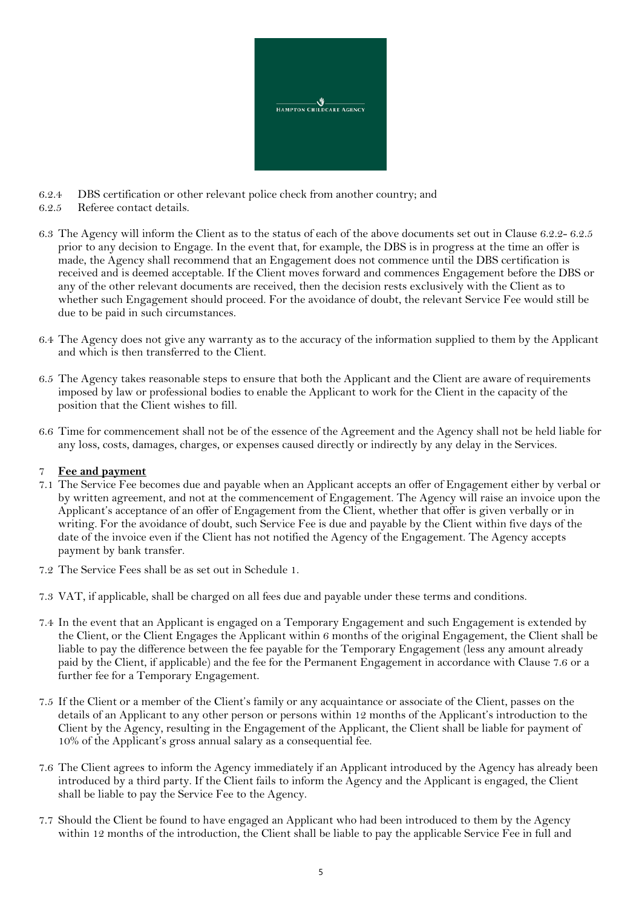6.2.4 DBS certification or other relevant police check from another country; and

6.2.5 Referee contact details.

6.3 The Agency will inform the Client as to the status of each of the above documents set out in Clause 6.2.2- 6.2.5 prior to any decision to Engage. In the event that, for example, the DBS is in progress at the time an offer is made, the Agency shall recommend that an Engagement does not commence until the DBS certification is received and is deemed acceptable. If the Client moves forward and commences Engagement before the DBS or any of the other relevant documents are received, then the decision rests exclusively with the Client as to whether such Engagement should proceed. For the avoidance of doubt, the relevant Service Fee would still be due to be paid in such circumstances.

6.4 The Agency does not give any warranty as to the accuracy of the information supplied to them by the Applicant and which is then transferred to the Client.

6.5 The Agency takes reasonable steps to ensure that both the Applicant and the Client are aware of requirements imposed by law or professional bodies to enable the Applicant to work for the Client in the capacity of the position that the Client wishes to fill.

6.6 Time for commencement shall not be of the essence of the Agreement and the Agency shall not be held liable for any loss, costs, damages, charges, or expenses caused directly or indirectly by any delay in the Services.

## 7 Fee and payment

7.1 The Service Fee becomes due and payable when an Applicant accepts an offer of Engagement either by verbal or by written agreement, and not at the commencement of Engagement. The Agency will raise an invoice upon the Applicant's acceptance of an offer of Engagement from the Client, whether that offer is given verbally or in writing. For the avoidance of doubt, such Service Fee is due and payable by the Client within five days of the date of the invoice even if the Client has not notified the Agency of the Engagement. The Agency accepts payment by bank transfer.

7.2 The Service Fees shall be as set out in Schedule 1.

7.3 VAT, if applicable, shall be charged on all fees due and payable under these terms and conditions.

7.4 In the event that an Applicant is engaged on a Temporary Engagement and such Engagement is extended by the Client, or the Client Engages the Applicant within 6 months of the original Engagement, the Client shall be liable to pay the difference between the fee payable for the Temporary Engagement (less any amount already paid by the Client, if applicable) and the fee for the Permanent Engagement in accordance with Clause 7.6 or a further fee for a Temporary Engagement.

7.5 If the Client or a member of the Client's family or any acquaintance or associate of the Client, passes on the details of an Applicant to any other person or persons within 12 months of the Applicant's introduction to the Client by the Agency, resulting in the Engagement of the Applicant, the Client shall be liable for payment of 10% of the Applicant's gross annual salary as a consequential fee.

7.6 The Client agrees to inform the Agency immediately if an Applicant introduced by the Agency has already been introduced by a third party. If the Client fails to inform the Agency and the Applicant is engaged, the Client shall be liable to pay the Service Fee to the Agency.

7.7 Should the Client be found to have engaged an Applicant who had been introduced to them by the Agency within 12 months of the introduction, the Client shall be liable to pay the applicable Service Fee in full and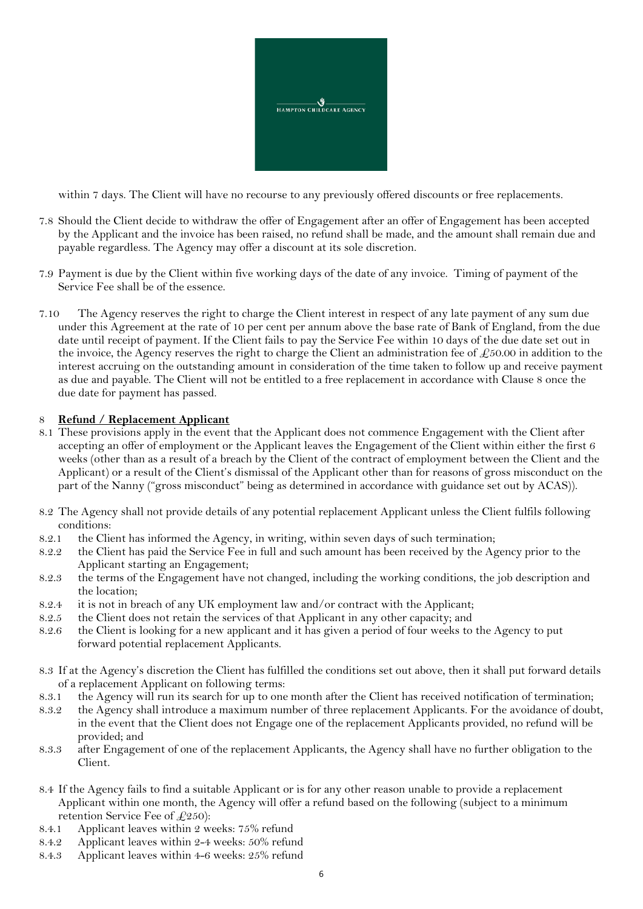within 7 days. The Client will have no recourse to any previously offered discounts or free replacements.

7.8 Should the Client decide to withdraw the offer of Engagement after an offer of Engagement has been accepted by the Applicant and the invoice has been raised, no refund shall be made, and the amount shall remain due and payable regardless. The Agency may offer a discount at its sole discretion.

7.9 Payment is due by the Client within five working days of the date of any invoice. Timing of payment of the Service Fee shall be of the essence.

7.10 The Agency reserves the right to charge the Client interest in respect of any late payment of any sum due under this Agreement at the rate of 10 per cent per annum above the base rate of Bank of England, from the due date until receipt of payment. If the Client fails to pay the Service Fee within 10 days of the due date set out in the invoice, the Agency reserves the right to charge the Client an administration fee of £50.00 in addition to the interest accruing on the outstanding amount in consideration of the time taken to follow up and receive payment as due and payable. The Client will not be entitled to a free replacement in accordance with Clause 8 once the due date for payment has passed.

## 8 Refund / Replacement Applicant

8.1 These provisions apply in the event that the Applicant does not commence Engagement with the Client after accepting an offer of employment or the Applicant leaves the Engagement of the Client within either the first 6 weeks (other than as a result of a breach by the Client of the contract of employment between the Client and the Applicant) or a result of the Client's dismissal of the Applicant other than for reasons of gross misconduct on the part of the Nanny ("gross misconduct" being as determined in accordance with guidance set out by ACAS)).

8.2 The Agency shall not provide details of any potential replacement Applicant unless the Client fulfils following conditions:

8.2.1 the Client has informed the Agency, in writing, within seven days of such termination;

8.2.2 the Client has paid the Service Fee in full and such amount has been received by the Agency prior to the Applicant starting an Engagement;

8.2.3 the terms of the Engagement have not changed, including the working conditions, the job description and the location;

8.2.4 it is not in breach of any UK employment law and/or contract with the Applicant;

8.2.5 the Client does not retain the services of that Applicant in any other capacity; and

8.2.6 the Client is looking for a new applicant and it has given a period of four weeks to the Agency to put forward potential replacement Applicants.

8.3 If at the Agency's discretion the Client has fulfilled the conditions set out above, then it shall put forward details of a replacement Applicant on following terms:

8.3.1 the Agency will run its search for up to one month after the Client has received notification of termination;

8.3.2 the Agency shall introduce a maximum number of three replacement Applicants. For the avoidance of doubt, in the event that the Client does not Engage one of the replacement Applicants provided, no refund will be provided; and

8.3.3 after Engagement of one of the replacement Applicants, the Agency shall have no further obligation to the Client.

8.4 If the Agency fails to find a suitable Applicant or is for any other reason unable to provide a replacement Applicant within one month, the Agency will offer a refund based on the following (subject to a minimum retention Service Fee of £250):

8.4.1 Applicant leaves within 2 weeks: 75% refund

8.4.2 Applicant leaves within 2-4 weeks: 50% refund

8.4.3 Applicant leaves within 4-6 weeks: 25% refund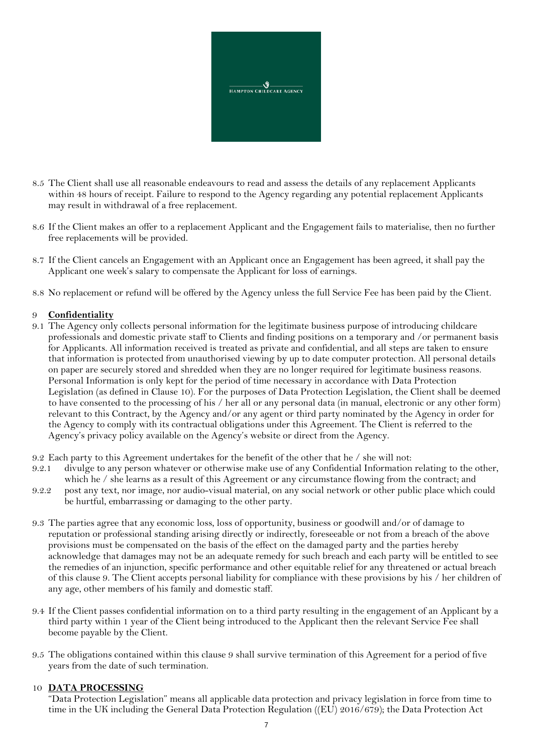8.5 The Client shall use all reasonable endeavours to read and assess the details of any replacement Applicants within 48 hours of receipt. Failure to respond to the Agency regarding any potential replacement Applicants may result in withdrawal of a free replacement.

8.6 If the Client makes an offer to a replacement Applicant and the Engagement fails to materialise, then no further free replacements will be provided.

8.7 If the Client cancels an Engagement with an Applicant once an Engagement has been agreed, it shall pay the Applicant one week's salary to compensate the Applicant for loss of earnings.

8.8 No replacement or refund will be offered by the Agency unless the full Service Fee has been paid by the Client.

## 9 **Confidentiality**

9.1 The Agency only collects personal information for the legitimate business purpose of introducing childcare professionals and domestic private staff to Clients and finding positions on a temporary and /or permanent basis for Applicants. All information received is treated as private and confidential, and all steps are taken to ensure that information is protected from unauthorised viewing by up to date computer protection. All personal details on paper are securely stored and shredded when they are no longer required for legitimate business reasons. Personal Information is only kept for the period of time necessary in accordance with Data Protection Legislation (as defined in Clause 10). For the purposes of Data Protection Legislation, the Client shall be deemed to have consented to the processing of his / her all or any personal data (in manual, electronic or any other form) relevant to this Contract, by the Agency and/or any agent or third party nominated by the Agency in order for the Agency to comply with its contractual obligations under this Agreement. The Client is referred to the Agency's privacy policy available on the Agency's website or direct from the Agency.

9.2 Each party to this Agreement undertakes for the benefit of the other that he / she will not:

9.2.1 divulge to any person whatever or otherwise make use of any Confidential Information relating to the other, which he / she learns as a result of this Agreement or any circumstance flowing from the contract; and

9.2.2 post any text, nor image, nor audio-visual material, on any social network or other public place which could be hurtful, embarrassing or damaging to the other party.

9.3 The parties agree that any economic loss, loss of opportunity, business or goodwill and/or of damage to reputation or professional standing arising directly or indirectly, foreseeable or not from a breach of the above provisions must be compensated on the basis of the effect on the damaged party and the parties hereby acknowledge that damages may not be an adequate remedy for such breach and each party will be entitled to see the remedies of an injunction, specific performance and other equitable relief for any threatened or actual breach of this clause 9. The Client accepts personal liability for compliance with these provisions by his / her children of any age, other members of his family and domestic staff.

9.4 If the Client passes confidential information on to a third party resulting in the engagement of an Applicant by a third party within 1 year of the Client being introduced to the Applicant then the relevant Service Fee shall become payable by the Client.

9.5 The obligations contained within this clause 9 shall survive termination of this Agreement for a period of five years from the date of such termination.

## 10 **DATA PROCESSING**

"Data Protection Legislation" means all applicable data protection and privacy legislation in force from time to time in the UK including the General Data Protection Regulation ((EU) 2016/679); the Data Protection Act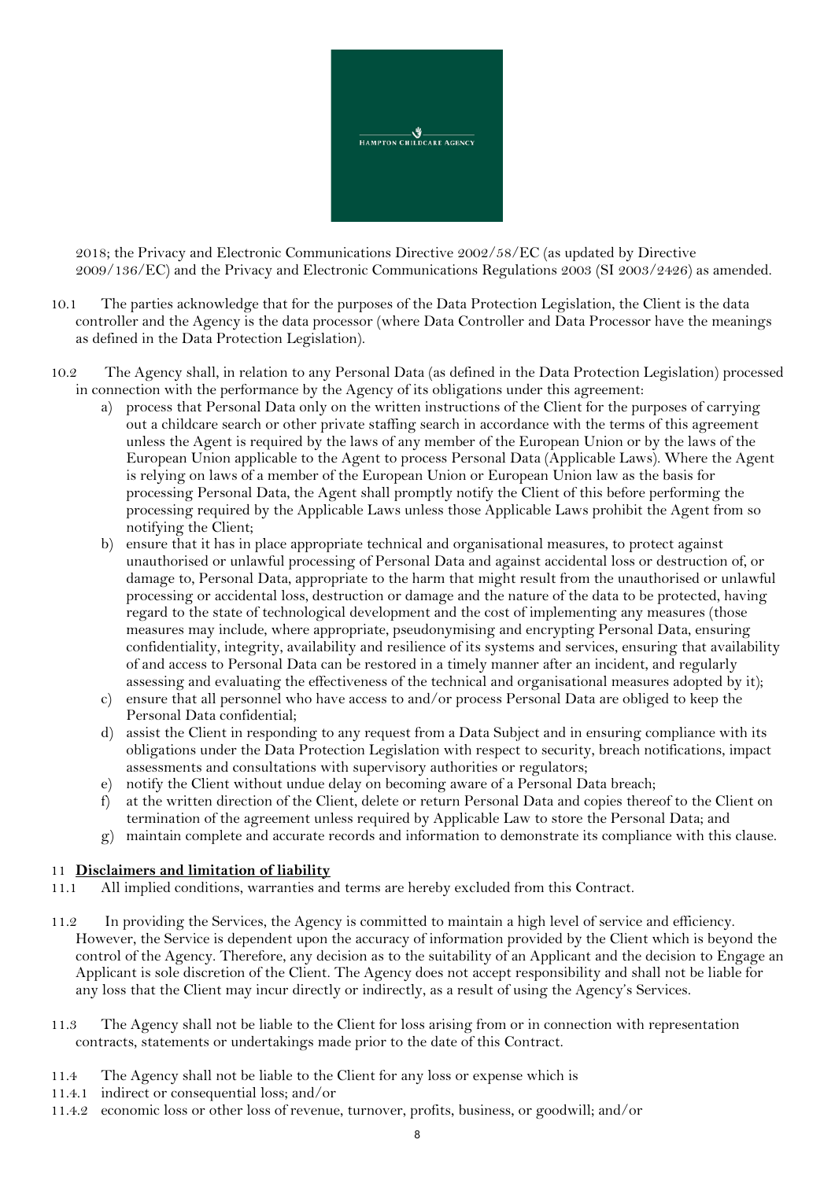2018; the Privacy and Electronic Communications Directive 2002/58/EC (as updated by Directive 2009/136/EC) and the Privacy and Electronic Communications Regulations 2003 (SI 2003/2426) as amended.

10.1 The parties acknowledge that for the purposes of the Data Protection Legislation, the Client is the data controller and the Agency is the data processor (where Data Controller and Data Processor have the meanings as defined in the Data Protection Legislation).

10.2 The Agency shall, in relation to any Personal Data (as defined in the Data Protection Legislation) processed in connection with the performance by the Agency of its obligations under this agreement:

a) process that Personal Data only on the written instructions of the Client for the purposes of carrying out a childcare search or other private staffing search in accordance with the terms of this agreement unless the Agent is required by the laws of any member of the European Union or by the laws of the European Union applicable to the Agent to process Personal Data (Applicable Laws). Where the Agent is relying on laws of a member of the European Union or European Union law as the basis for processing Personal Data, the Agent shall promptly notify the Client of this before performing the processing required by the Applicable Laws unless those Applicable Laws prohibit the Agent from so notifying the Client;
b) ensure that it has in place appropriate technical and organisational measures, to protect against unauthorised or unlawful processing of Personal Data and against accidental loss or destruction of, or damage to, Personal Data, appropriate to the harm that might result from the unauthorised or unlawful processing or accidental loss, destruction or damage and the nature of the data to be protected, having regard to the state of technological development and the cost of implementing any measures (those measures may include, where appropriate, pseudonymising and encrypting Personal Data, ensuring confidentiality, integrity, availability and resilience of its systems and services, ensuring that availability of and access to Personal Data can be restored in a timely manner after an incident, and regularly assessing and evaluating the effectiveness of the technical and organisational measures adopted by it);
c) ensure that all personnel who have access to and/or process Personal Data are obliged to keep the Personal Data confidential;
d) assist the Client in responding to any request from a Data Subject and in ensuring compliance with its obligations under the Data Protection Legislation with respect to security, breach notifications, impact assessments and consultations with supervisory authorities or regulators;
e) notify the Client without undue delay on becoming aware of a Personal Data breach;
f) at the written direction of the Client, delete or return Personal Data and copies thereof to the Client on termination of the agreement unless required by Applicable Law to store the Personal Data; and
g) maintain complete and accurate records and information to demonstrate its compliance with this clause.

## 11 <u>Disclaimers and limitation of liability</u>

11.1 All implied conditions, warranties and terms are hereby excluded from this Contract.

11.2 In providing the Services, the Agency is committed to maintain a high level of service and efficiency. However, the Service is dependent upon the accuracy of information provided by the Client which is beyond the control of the Agency. Therefore, any decision as to the suitability of an Applicant and the decision to Engage an Applicant is sole discretion of the Client. The Agency does not accept responsibility and shall not be liable for any loss that the Client may incur directly or indirectly, as a result of using the Agency's Services.

11.3 The Agency shall not be liable to the Client for loss arising from or in connection with representation contracts, statements or undertakings made prior to the date of this Contract.

11.4 The Agency shall not be liable to the Client for any loss or expense which is

11.4.1 indirect or consequential loss; and/or

11.4.2 economic loss or other loss of revenue, turnover, profits, business, or goodwill; and/or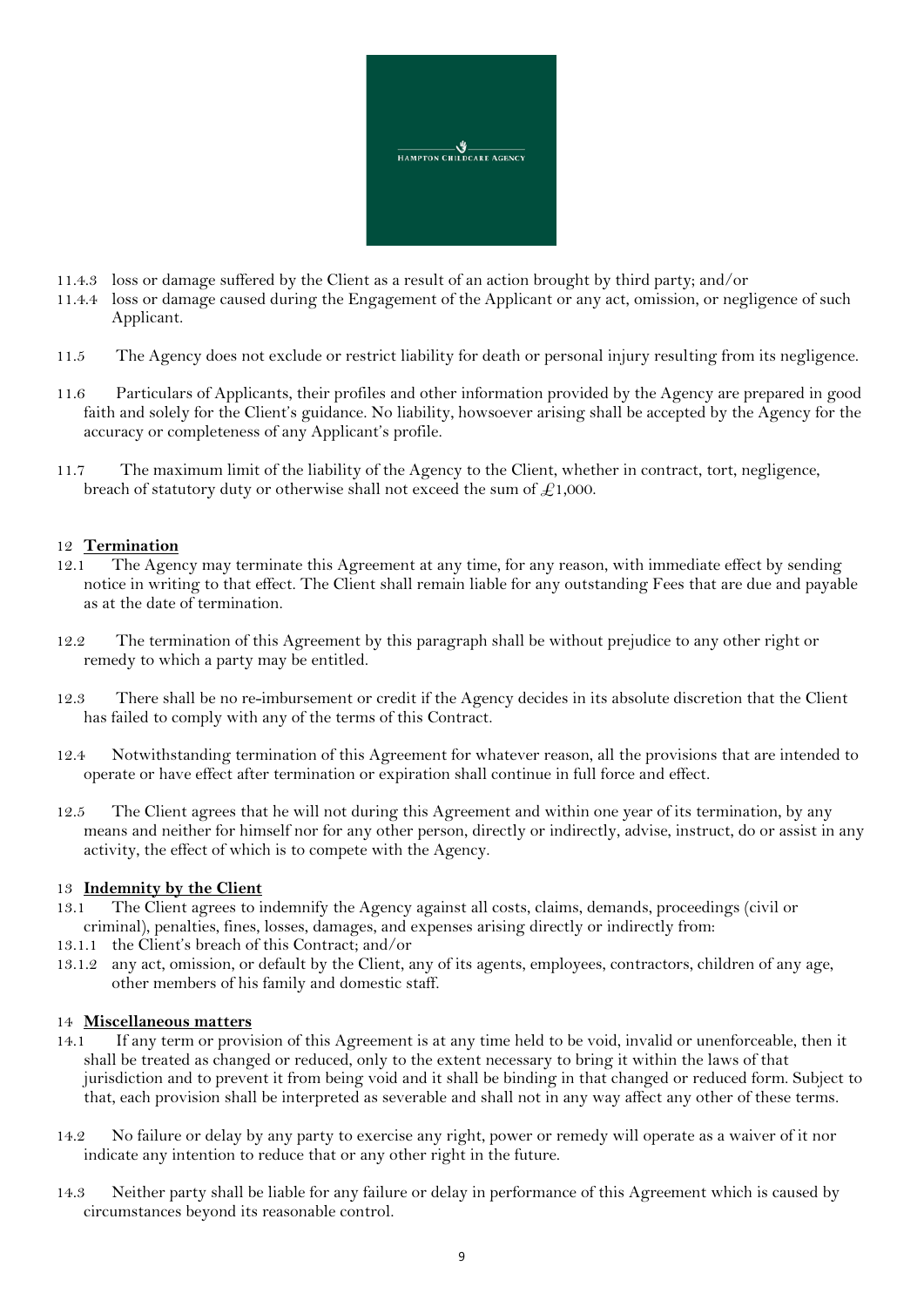11.4.3 loss or damage suffered by the Client as a result of an action brought by third party; and/or

11.4.4 loss or damage caused during the Engagement of the Applicant or any act, omission, or negligence of such Applicant.

11.5 The Agency does not exclude or restrict liability for death or personal injury resulting from its negligence.

11.6 Particulars of Applicants, their profiles and other information provided by the Agency are prepared in good faith and solely for the Client's guidance. No liability, howsoever arising shall be accepted by the Agency for the accuracy or completeness of any Applicant's profile.

11.7 The maximum limit of the liability of the Agency to the Client, whether in contract, tort, negligence, breach of statutory duty or otherwise shall not exceed the sum of £1,000.

## 12 **Termination**

12.1 The Agency may terminate this Agreement at any time, for any reason, with immediate effect by sending notice in writing to that effect. The Client shall remain liable for any outstanding Fees that are due and payable as at the date of termination.

12.2 The termination of this Agreement by this paragraph shall be without prejudice to any other right or remedy to which a party may be entitled.

12.3 There shall be no re-imbursement or credit if the Agency decides in its absolute discretion that the Client has failed to comply with any of the terms of this Contract.

12.4 Notwithstanding termination of this Agreement for whatever reason, all the provisions that are intended to operate or have effect after termination or expiration shall continue in full force and effect.

12.5 The Client agrees that he will not during this Agreement and within one year of its termination, by any means and neither for himself nor for any other person, directly or indirectly, advise, instruct, do or assist in any activity, the effect of which is to compete with the Agency.

## 13 **Indemnity by the Client**

13.1 The Client agrees to indemnify the Agency against all costs, claims, demands, proceedings (civil or criminal), penalties, fines, losses, damages, and expenses arising directly or indirectly from:

13.1.1 the Client's breach of this Contract; and/or

13.1.2 any act, omission, or default by the Client, any of its agents, employees, contractors, children of any age, other members of his family and domestic staff.

## 14 **Miscellaneous matters**

14.1 If any term or provision of this Agreement is at any time held to be void, invalid or unenforceable, then it shall be treated as changed or reduced, only to the extent necessary to bring it within the laws of that jurisdiction and to prevent it from being void and it shall be binding in that changed or reduced form. Subject to that, each provision shall be interpreted as severable and shall not in any way affect any other of these terms.

14.2 No failure or delay by any party to exercise any right, power or remedy will operate as a waiver of it nor indicate any intention to reduce that or any other right in the future.

14.3 Neither party shall be liable for any failure or delay in performance of this Agreement which is caused by circumstances beyond its reasonable control.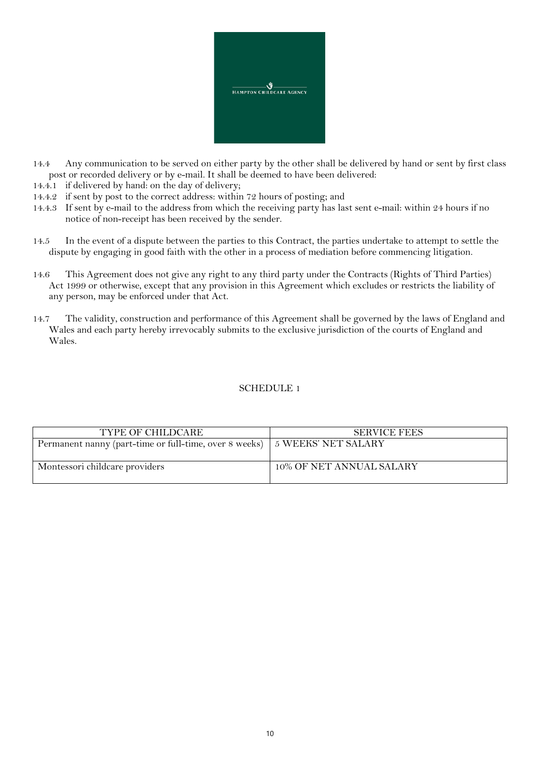HAMPTON CHILDCARE AGENCY

14.4 Any communication to be served on either party by the other shall be delivered by hand or sent by first class post or recorded delivery or by e-mail. It shall be deemed to have been delivered:

14.4.1 if delivered by hand: on the day of delivery;

14.4.2 if sent by post to the correct address: within 72 hours of posting; and

14.4.3 If sent by e-mail to the address from which the receiving party has last sent e-mail: within 24 hours if no notice of non-receipt has been received by the sender.

14.5 In the event of a dispute between the parties to this Contract, the parties undertake to attempt to settle the dispute by engaging in good faith with the other in a process of mediation before commencing litigation.

14.6 This Agreement does not give any right to any third party under the Contracts (Rights of Third Parties) Act 1999 or otherwise, except that any provision in this Agreement which excludes or restricts the liability of any person, may be enforced under that Act.

14.7 The validity, construction and performance of this Agreement shall be governed by the laws of England and Wales and each party hereby irrevocably submits to the exclusive jurisdiction of the courts of England and Wales.

## SCHEDULE 1

| TYPE OF CHILDCARE | SERVICE FEES |
|---|---|
| Permanent nanny (part-time or full-time, over 8 weeks) | 5 WEEKS' NET SALARY |
| Montessori childcare providers | 10% OF NET ANNUAL SALARY |